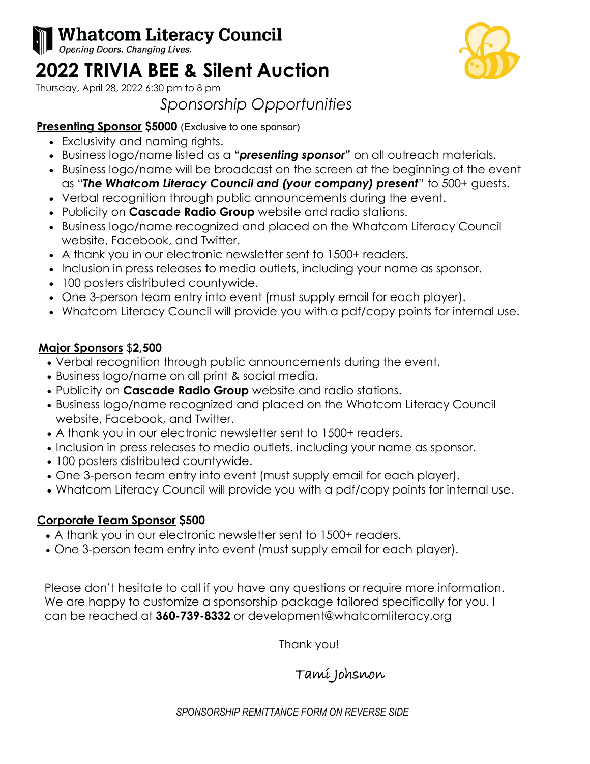# Whatcom Literacy Council

*Opening Doors. Changing Lives.*

# 2022 TRIVIA BEE & Silent Auction

Thursday, April 28, 2022 6:30 pm to 8 pm

## *Sponsorship Opportunities*

**Presenting Sponsor $5000** (Exclusive to one sponsor)

- Exclusivity and naming rights.
- Business logo/name listed as a ***"presenting sponsor"*** on all outreach materials.
- Business logo/name will be broadcast on the screen at the beginning of the event as "***The Whatcom Literacy Council and (your company) present***" to 500+ guests.
- Verbal recognition through public announcements during the event.
- Publicity on **Cascade Radio Group** website and radio stations.
- Business logo/name recognized and placed on the Whatcom Literacy Council website, Facebook, and Twitter.
- A thank you in our electronic newsletter sent to 1500+ readers.
- Inclusion in press releases to media outlets, including your name as sponsor.
- 100 posters distributed countywide.
- One 3-person team entry into event (must supply email for each player).
- Whatcom Literacy Council will provide you with a pdf/copy points for internal use.

**Major Sponsors $2,500**

- Verbal recognition through public announcements during the event.
- Business logo/name on all print & social media.
- Publicity on **Cascade Radio Group** website and radio stations.
- Business logo/name recognized and placed on the Whatcom Literacy Council website, Facebook, and Twitter.
- A thank you in our electronic newsletter sent to 1500+ readers.
- Inclusion in press releases to media outlets, including your name as sponsor.
- 100 posters distributed countywide.
- One 3-person team entry into event (must supply email for each player).
- Whatcom Literacy Council will provide you with a pdf/copy points for internal use.

**Corporate Team Sponsor $500**

- A thank you in our electronic newsletter sent to 1500+ readers.
- One 3-person team entry into event (must supply email for each player).

Please don't hesitate to call if you have any questions or require more information. We are happy to customize a sponsorship package tailored specifically for you. I can be reached at **360-739-8332** or development@whatcomliteracy.org

Thank you!

Tami Johsnon

*SPONSORSHIP REMITTANCE FORM ON REVERSE SIDE*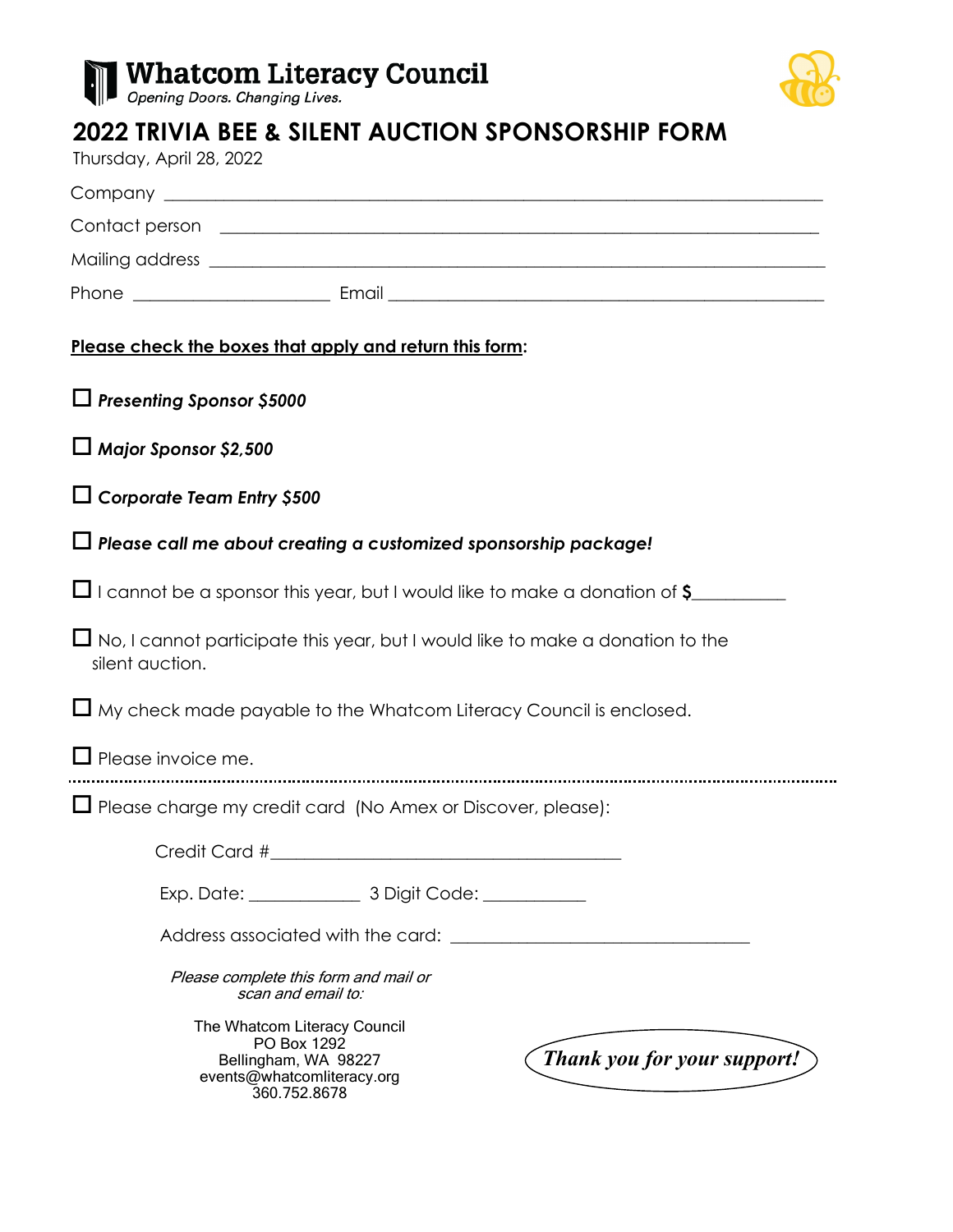**Whatcom Literacy Council**

*Opening Doors. Changing Lives.*

# 2022 TRIVIA BEE & SILENT AUCTION SPONSORSHIP FORM

Thursday, April 28, 2022

Company ______________________________________________________________

Contact person __________________________________________________________

Mailing address _________________________________________________________

Phone ____________________ Email __________________________________________

**Please check the boxes that apply and return this form:**

☐ ***Presenting Sponsor $5000***

☐ ***Major Sponsor $2,500***

☐ ***Corporate Team Entry $500***

☐ ***Please call me about creating a customized sponsorship package!***

☐ I cannot be a sponsor this year, but I would like to make a donation of **$**__________

☐ No, I cannot participate this year, but I would like to make a donation to the silent auction.

☐ My check made payable to the Whatcom Literacy Council is enclosed.

☐ Please invoice me.

---

☐ Please charge my credit card (No Amex or Discover, please):

Credit Card #_____________________________________

Exp. Date: ____________ 3 Digit Code: ___________

Address associated with the card: _______________________________

*Please complete this form and mail or scan and email to:*

The Whatcom Literacy Council
PO Box 1292
Bellingham, WA 98227
events@whatcomliteracy.org
360.752.8678

***Thank you for your support!***